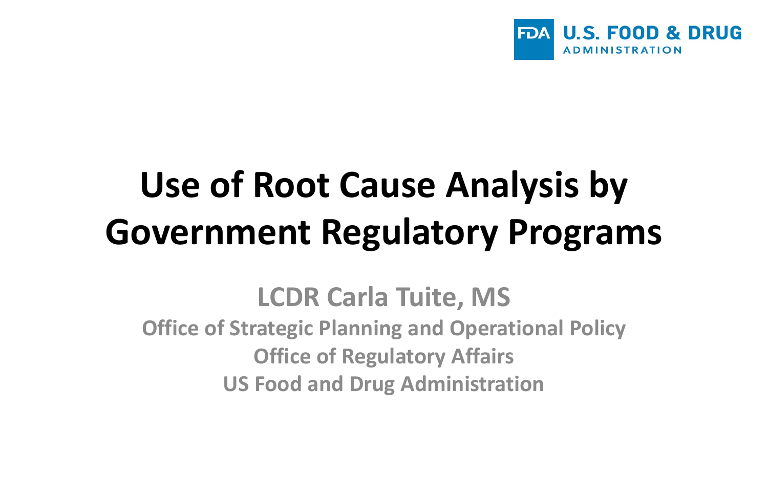FDA U.S. FOOD & DRUG ADMINISTRATION

# Use of Root Cause Analysis by Government Regulatory Programs

**LCDR Carla Tuite, MS**

**Office of Strategic Planning and Operational Policy**
**Office of Regulatory Affairs**
**US Food and Drug Administration**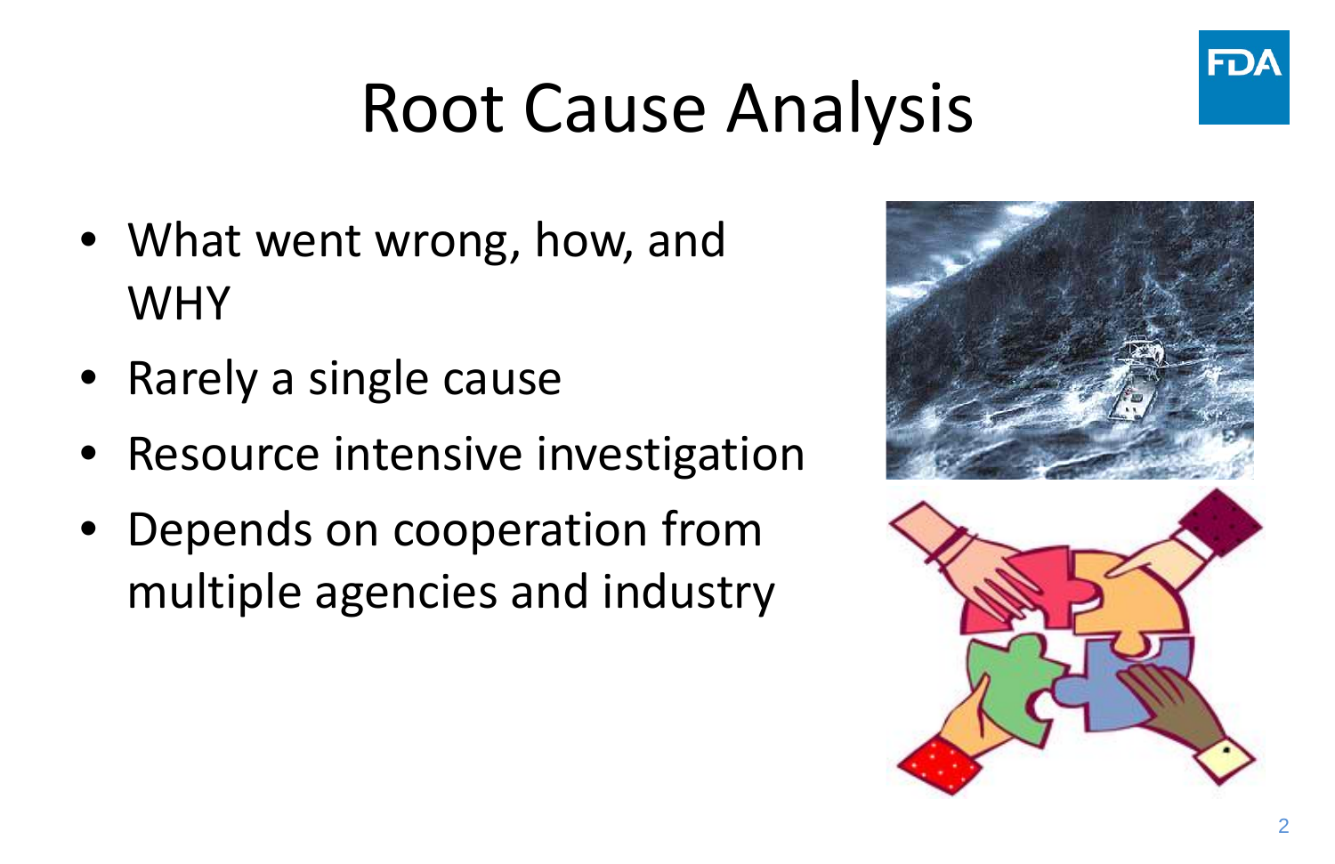# Root Cause Analysis

- What went wrong, how, and WHY
- Rarely a single cause
- Resource intensive investigation
- Depends on cooperation from multiple agencies and industry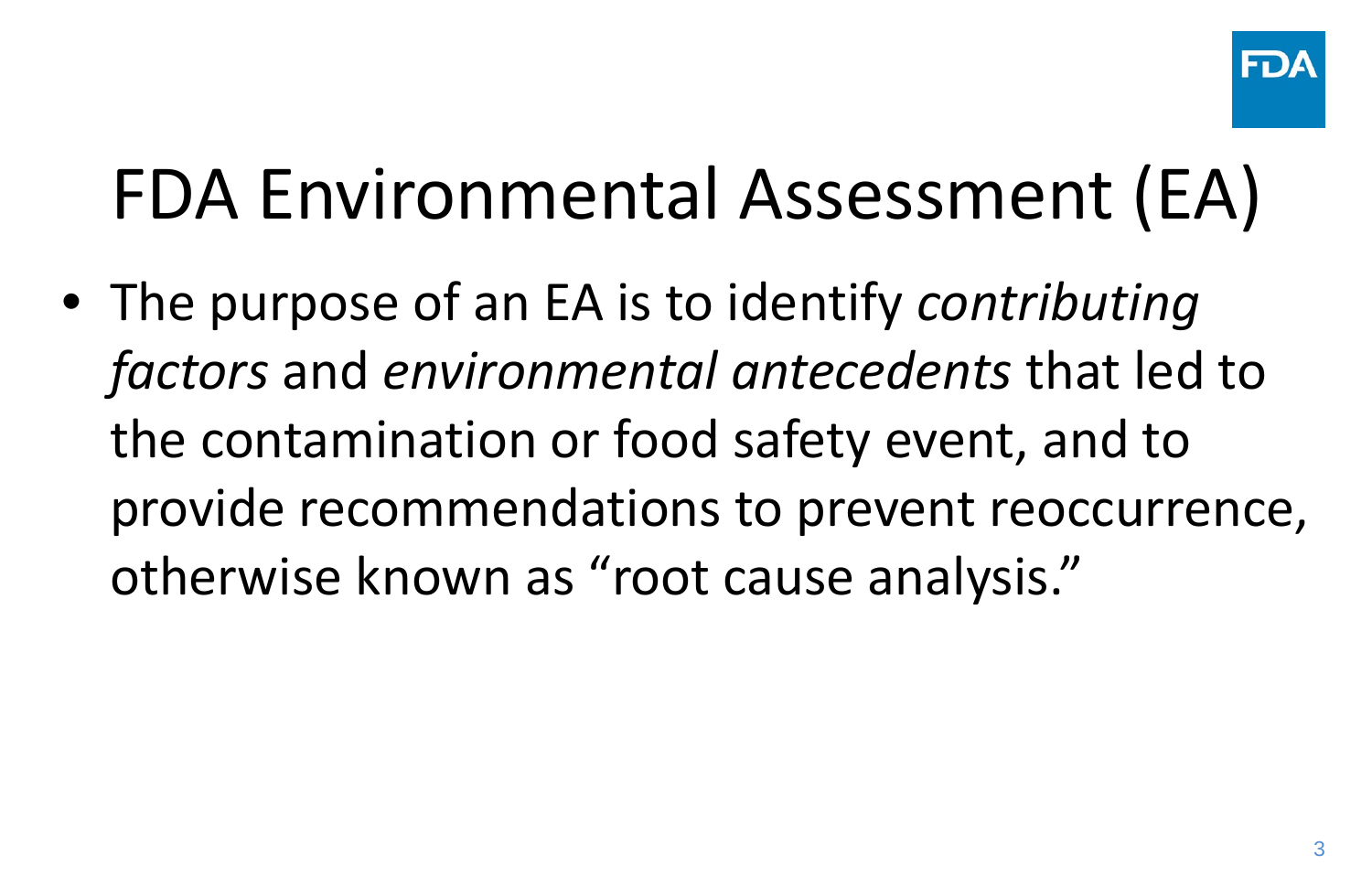# FDA Environmental Assessment (EA)

- The purpose of an EA is to identify *contributing factors* and *environmental antecedents* that led to the contamination or food safety event, and to provide recommendations to prevent reoccurrence, otherwise known as "root cause analysis."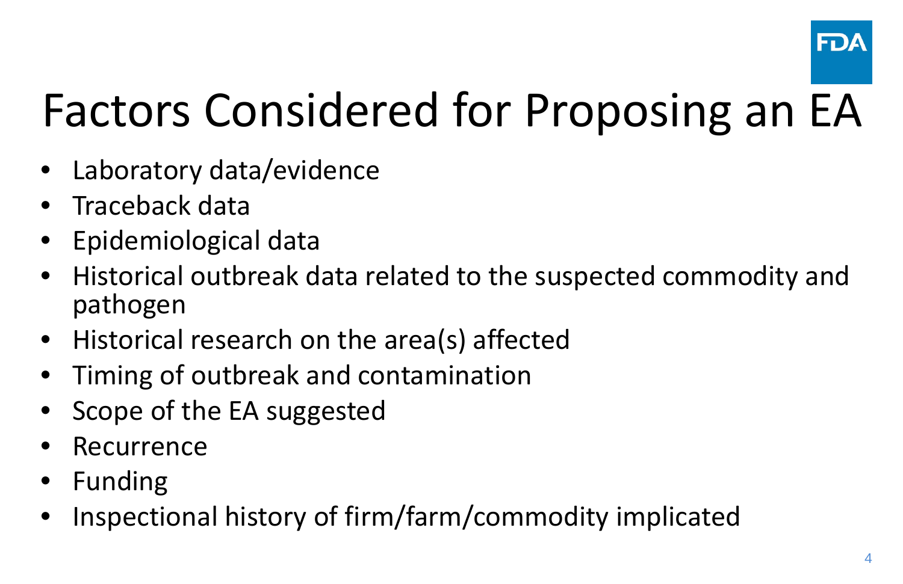# Factors Considered for Proposing an EA

- Laboratory data/evidence
- Traceback data
- Epidemiological data
- Historical outbreak data related to the suspected commodity and pathogen
- Historical research on the area(s) affected
- Timing of outbreak and contamination
- Scope of the EA suggested
- Recurrence
- Funding
- Inspectional history of firm/farm/commodity implicated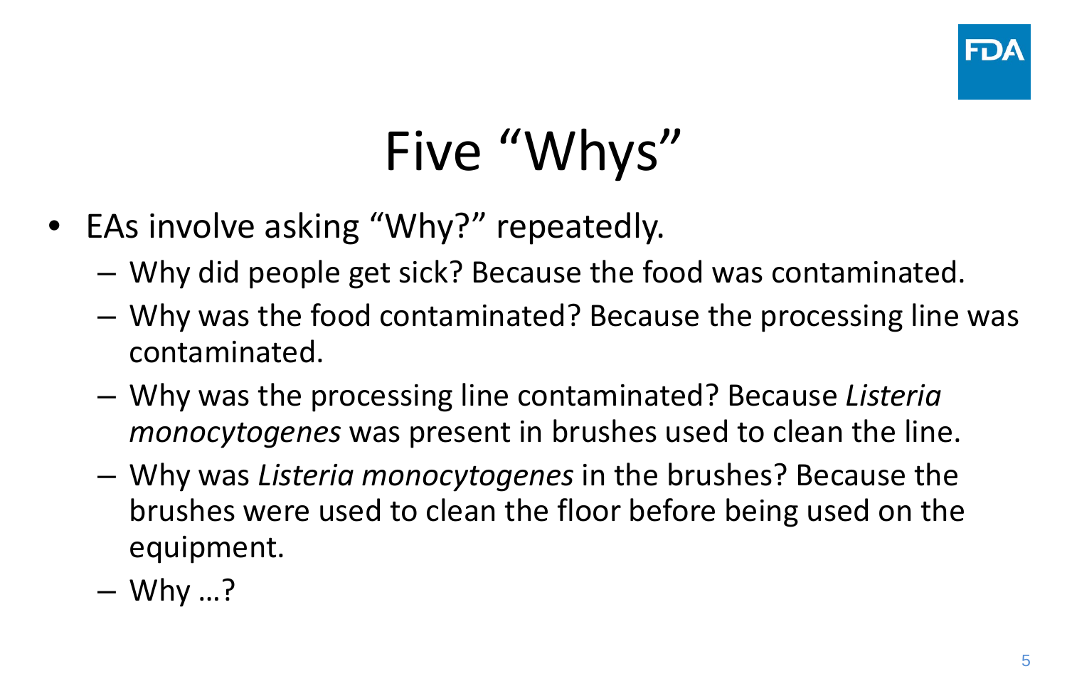# Five "Whys"

- EAs involve asking "Why?" repeatedly.
  - Why did people get sick? Because the food was contaminated.
  - Why was the food contaminated? Because the processing line was contaminated.
  - Why was the processing line contaminated? Because *Listeria monocytogenes* was present in brushes used to clean the line.
  - Why was *Listeria monocytogenes* in the brushes? Because the brushes were used to clean the floor before being used on the equipment.
  - Why …?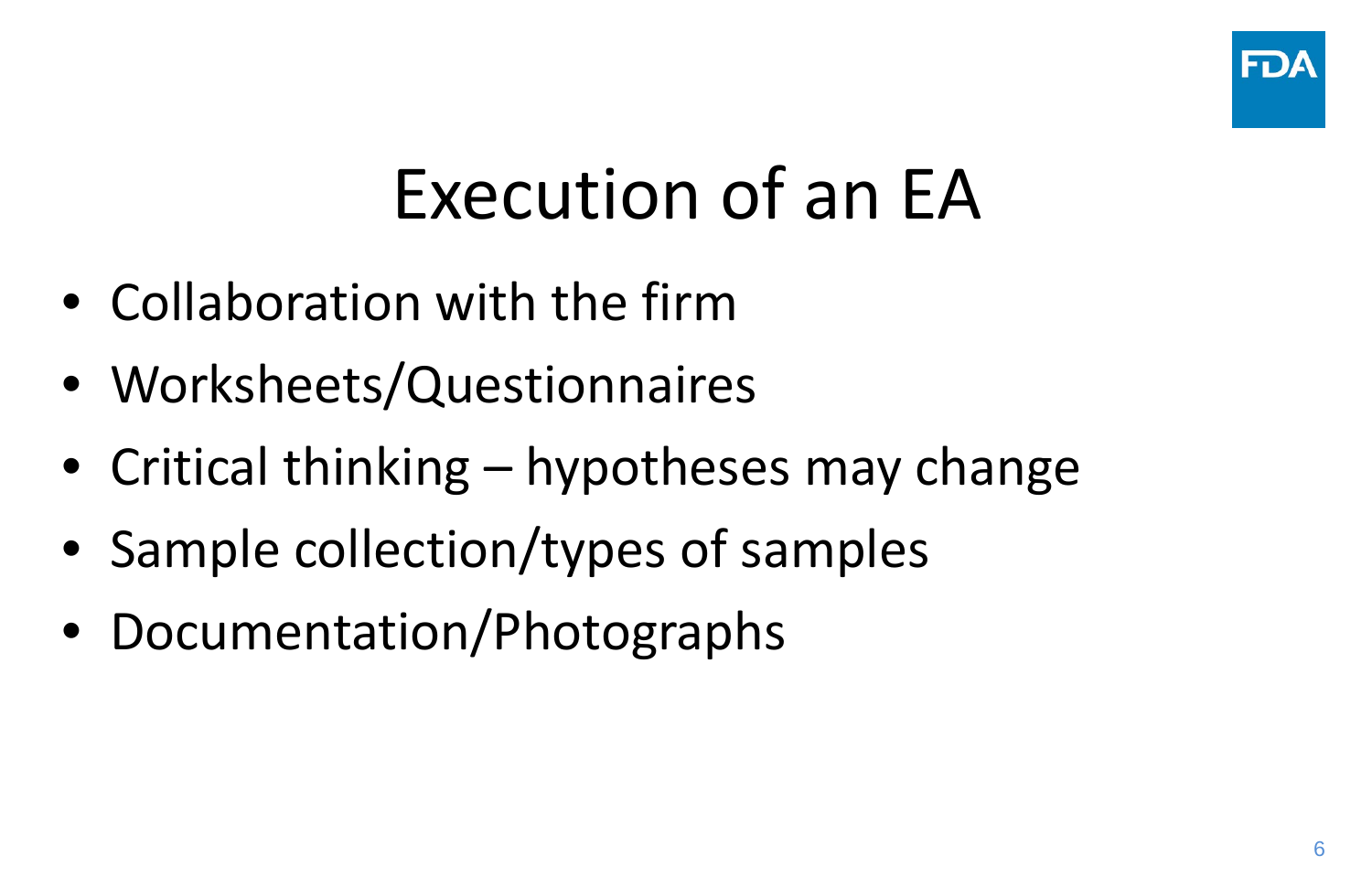# Execution of an EA

- Collaboration with the firm
- Worksheets/Questionnaires
- Critical thinking – hypotheses may change
- Sample collection/types of samples
- Documentation/Photographs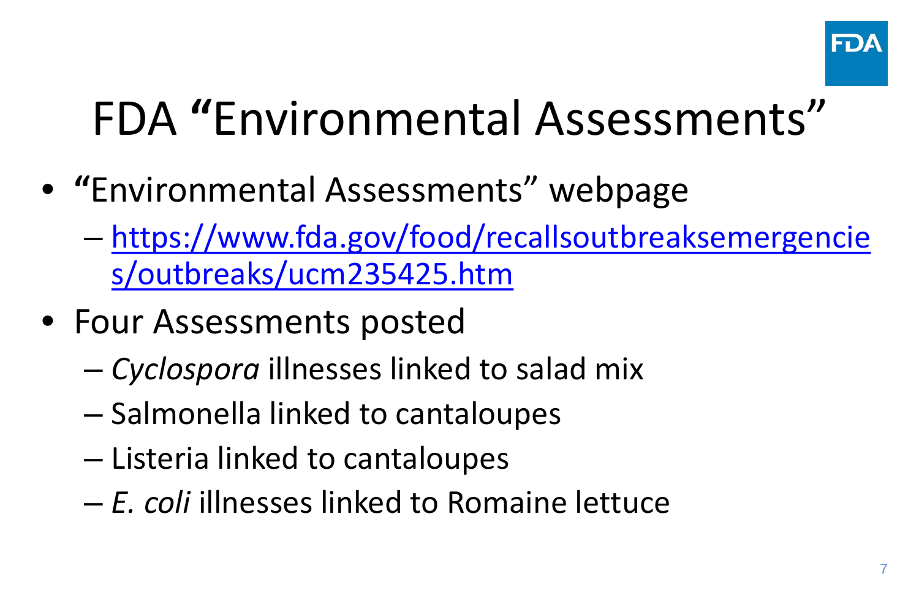# FDA "Environmental Assessments"

- "Environmental Assessments" webpage
  - https://www.fda.gov/food/recallsoutbreaksemergencies/outbreaks/ucm235425.htm
- Four Assessments posted
  - *Cyclospora* illnesses linked to salad mix
  - Salmonella linked to cantaloupes
  - Listeria linked to cantaloupes
  - *E. coli* illnesses linked to Romaine lettuce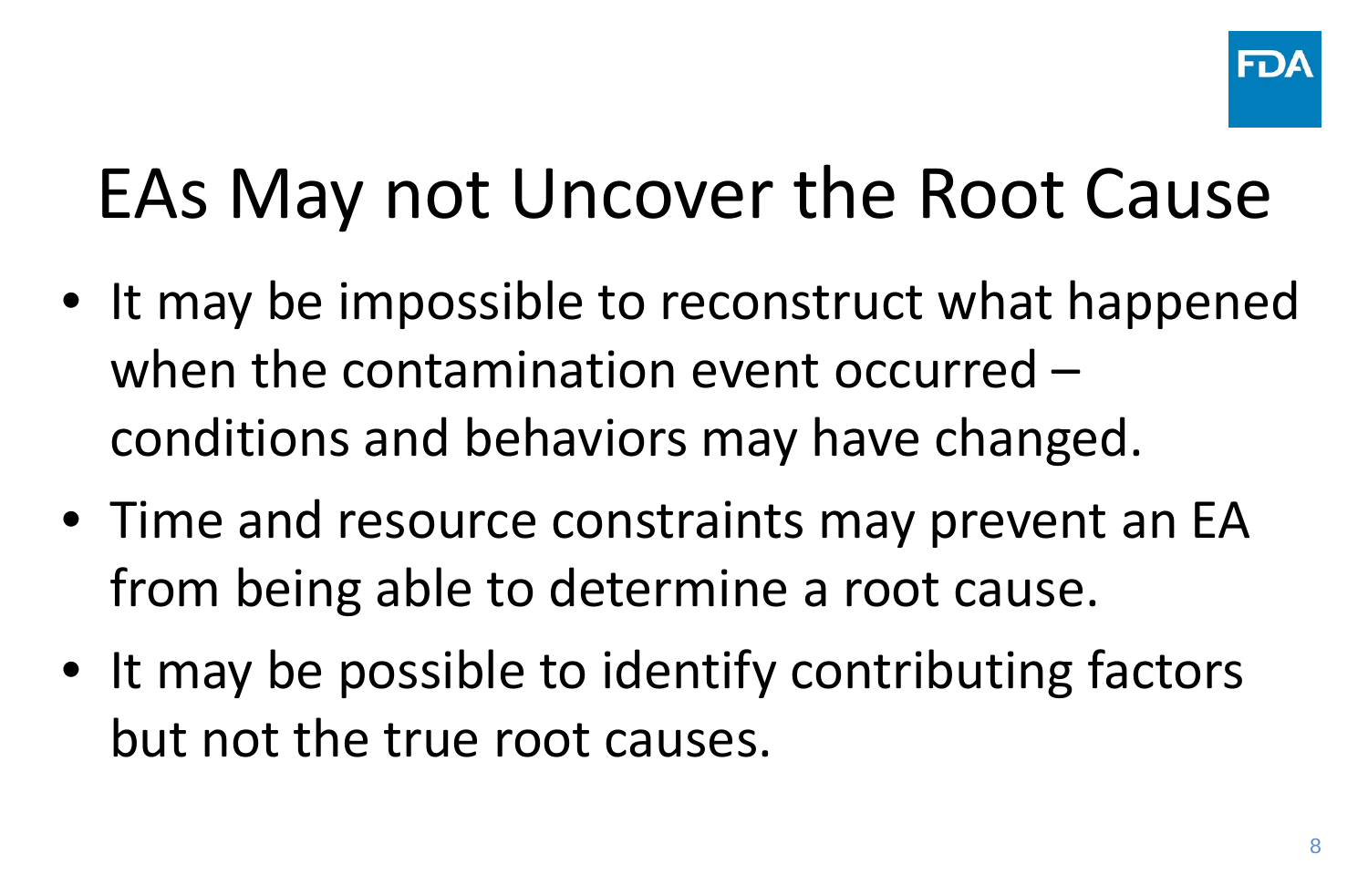# EAs May not Uncover the Root Cause

- It may be impossible to reconstruct what happened when the contamination event occurred – conditions and behaviors may have changed.
- Time and resource constraints may prevent an EA from being able to determine a root cause.
- It may be possible to identify contributing factors but not the true root causes.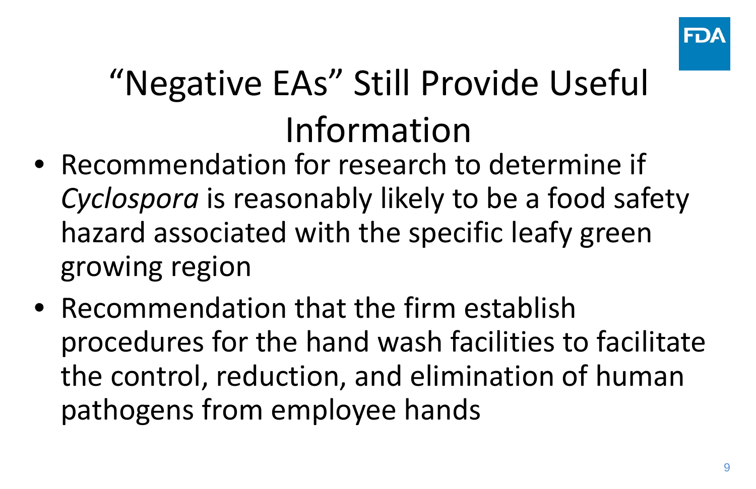# "Negative EAs" Still Provide Useful Information

- Recommendation for research to determine if *Cyclospora* is reasonably likely to be a food safety hazard associated with the specific leafy green growing region
- Recommendation that the firm establish procedures for the hand wash facilities to facilitate the control, reduction, and elimination of human pathogens from employee hands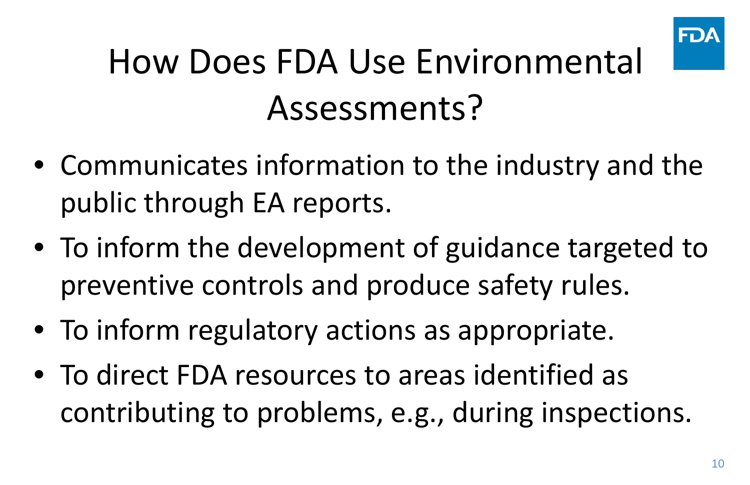# How Does FDA Use Environmental Assessments?

- Communicates information to the industry and the public through EA reports.
- To inform the development of guidance targeted to preventive controls and produce safety rules.
- To inform regulatory actions as appropriate.
- To direct FDA resources to areas identified as contributing to problems, e.g., during inspections.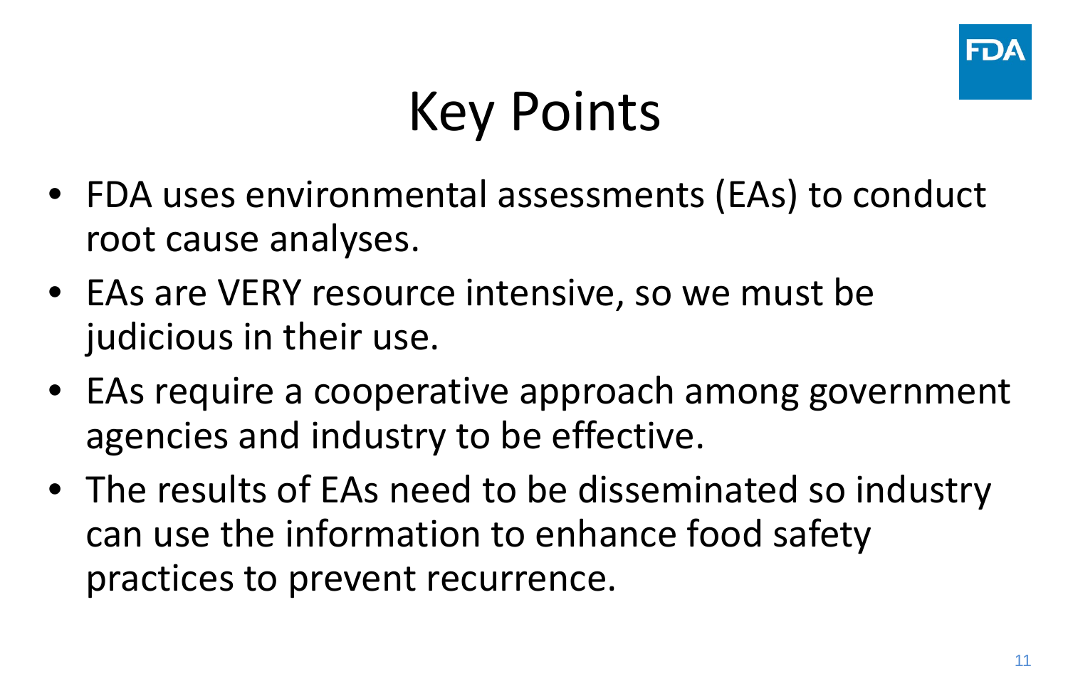# Key Points

- FDA uses environmental assessments (EAs) to conduct root cause analyses.
- EAs are VERY resource intensive, so we must be judicious in their use.
- EAs require a cooperative approach among government agencies and industry to be effective.
- The results of EAs need to be disseminated so industry can use the information to enhance food safety practices to prevent recurrence.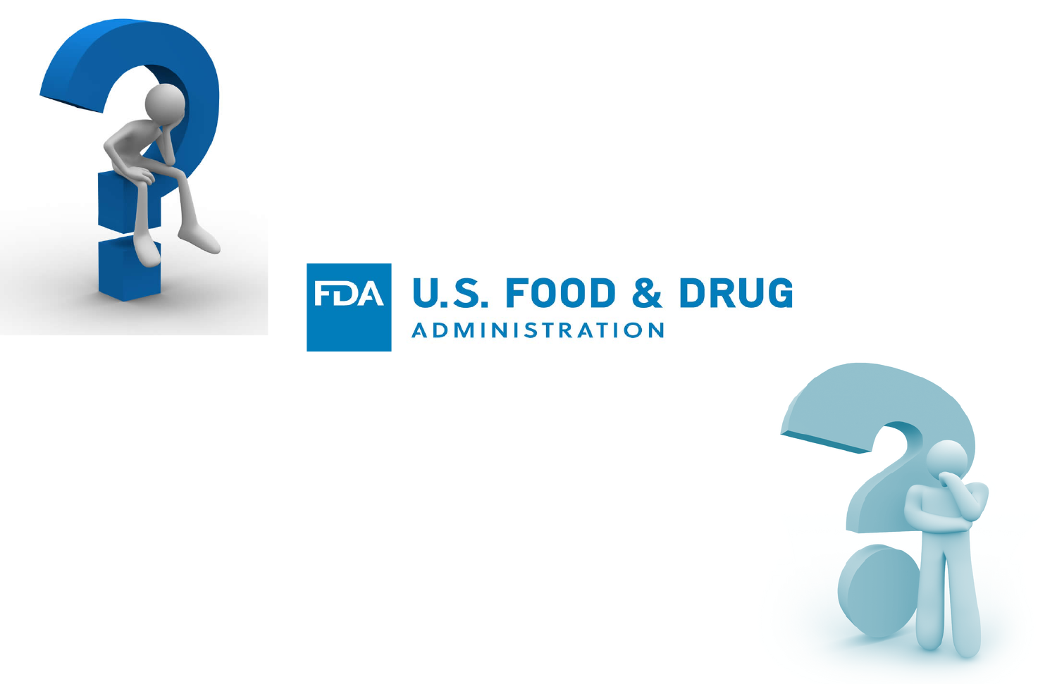U.S. FOOD & DRUG

ADMINISTRATION